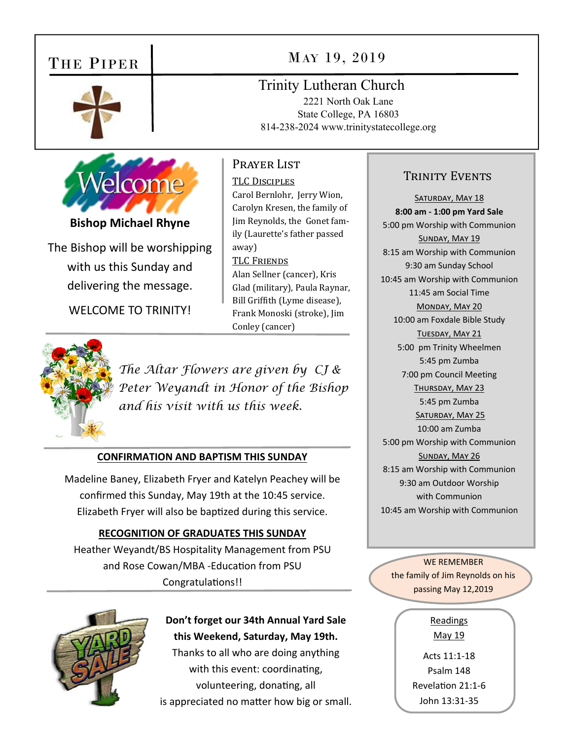# The Piper

## May 19, 2019

**Trinity Lutheran Church**
2221 North Oak Lane
State College, PA 16803
814-238-2024 www.trinitystatecollege.org

Welcome

**Bishop Michael Rhyne**

The Bishop will be worshipping with us this Sunday and delivering the message.

WELCOME TO TRINITY!

## Prayer List

TLC Disciples
Carol Bernlohr, Jerry Wion, Carolyn Kresen, the family of Jim Reynolds, the Gonet family (Laurette's father passed away)

TLC Friends
Alan Sellner (cancer), Kris Glad (military), Paula Raynar, Bill Griffith (Lyme disease), Frank Monoski (stroke), Jim Conley (cancer)

*The Altar Flowers are given by CJ & Peter Weyandt in Honor of the Bishop and his visit with us this week.*

**CONFIRMATION AND BAPTISM THIS SUNDAY**

Madeline Baney, Elizabeth Fryer and Katelyn Peachey will be confirmed this Sunday, May 19th at the 10:45 service. Elizabeth Fryer will also be baptized during this service.

**RECOGNITION OF GRADUATES THIS SUNDAY**

Heather Weyandt/BS Hospitality Management from PSU and Rose Cowan/MBA -Education from PSU

Congratulations!!

**Don't forget our 34th Annual Yard Sale this Weekend, Saturday, May 19th.**

Thanks to all who are doing anything with this event: coordinating, volunteering, donating, all is appreciated no matter how big or small.

## Trinity Events

Saturday, May 18
**8:00 am - 1:00 pm Yard Sale**
5:00 pm Worship with Communion

Sunday, May 19
8:15 am Worship with Communion
9:30 am Sunday School
10:45 am Worship with Communion
11:45 am Social Time

Monday, May 20
10:00 am Foxdale Bible Study

Tuesday, May 21
5:00 pm Trinity Wheelmen
5:45 pm Zumba
7:00 pm Council Meeting

Thursday, May 23
5:45 pm Zumba

Saturday, May 25
10:00 am Zumba
5:00 pm Worship with Communion

Sunday, May 26
8:15 am Worship with Communion
9:30 am Outdoor Worship with Communion
10:45 am Worship with Communion

WE REMEMBER
the family of Jim Reynolds on his passing May 12,2019

Readings
May 19

Acts 11:1-18
Psalm 148
Revelation 21:1-6
John 13:31-35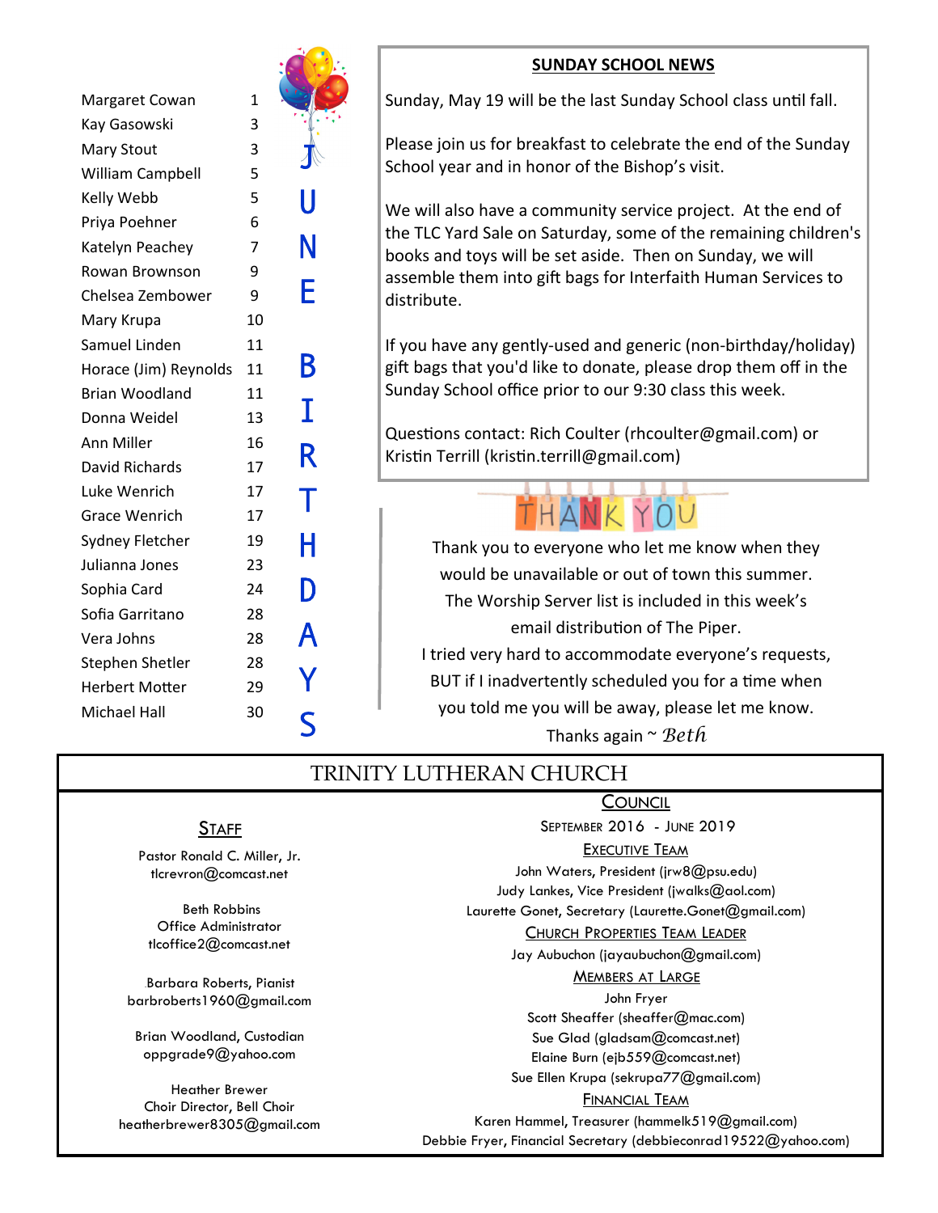## JUNE BIRTHDAYS

| | |
|---|---|
| Margaret Cowan | 1 |
| Kay Gasowski | 3 |
| Mary Stout | 3 |
| William Campbell | 5 |
| Kelly Webb | 5 |
| Priya Poehner | 6 |
| Katelyn Peachey | 7 |
| Rowan Brownson | 9 |
| Chelsea Zembower | 9 |
| Mary Krupa | 10 |
| Samuel Linden | 11 |
| Horace (Jim) Reynolds | 11 |
| Brian Woodland | 11 |
| Donna Weidel | 13 |
| Ann Miller | 16 |
| David Richards | 17 |
| Luke Wenrich | 17 |
| Grace Wenrich | 17 |
| Sydney Fletcher | 19 |
| Julianna Jones | 23 |
| Sophia Card | 24 |
| Sofia Garritano | 28 |
| Vera Johns | 28 |
| Stephen Shetler | 28 |
| Herbert Motter | 29 |
| Michael Hall | 30 |

## SUNDAY SCHOOL NEWS

Sunday, May 19 will be the last Sunday School class until fall.

Please join us for breakfast to celebrate the end of the Sunday School year and in honor of the Bishop's visit.

We will also have a community service project. At the end of the TLC Yard Sale on Saturday, some of the remaining children's books and toys will be set aside. Then on Sunday, we will assemble them into gift bags for Interfaith Human Services to distribute.

If you have any gently-used and generic (non-birthday/holiday) gift bags that you'd like to donate, please drop them off in the Sunday School office prior to our 9:30 class this week.

Questions contact: Rich Coulter (rhcoulter@gmail.com) or Kristin Terrill (kristin.terrill@gmail.com)

## THANK YOU

Thank you to everyone who let me know when they would be unavailable or out of town this summer. The Worship Server list is included in this week's email distribution of The Piper.

I tried very hard to accommodate everyone's requests, BUT if I inadvertently scheduled you for a time when you told me you will be away, please let me know.

Thanks again ~ *Beth*

# TRINITY LUTHERAN CHURCH

### STAFF

Pastor Ronald C. Miller, Jr.
tlcrevron@comcast.net

Beth Robbins
Office Administrator
tlcoffice2@comcast.net

Barbara Roberts, Pianist
barbroberts1960@gmail.com

Brian Woodland, Custodian
oppgrade9@yahoo.com

Heather Brewer
Choir Director, Bell Choir
heatherbrewer8305@gmail.com

### COUNCIL

SEPTEMBER 2016 - JUNE 2019

**EXECUTIVE TEAM**

John Waters, President (jrw8@psu.edu)
Judy Lankes, Vice President (jwalks@aol.com)
Laurette Gonet, Secretary (Laurette.Gonet@gmail.com)

**CHURCH PROPERTIES TEAM LEADER**

Jay Aubuchon (jayaubuchon@gmail.com)

**MEMBERS AT LARGE**

John Fryer
Scott Sheaffer (sheaffer@mac.com)
Sue Glad (gladsam@comcast.net)
Elaine Burn (ejb559@comcast.net)
Sue Ellen Krupa (sekrupa77@gmail.com)

**FINANCIAL TEAM**

Karen Hammel, Treasurer (hammelk519@gmail.com)
Debbie Fryer, Financial Secretary (debbieconrad19522@yahoo.com)